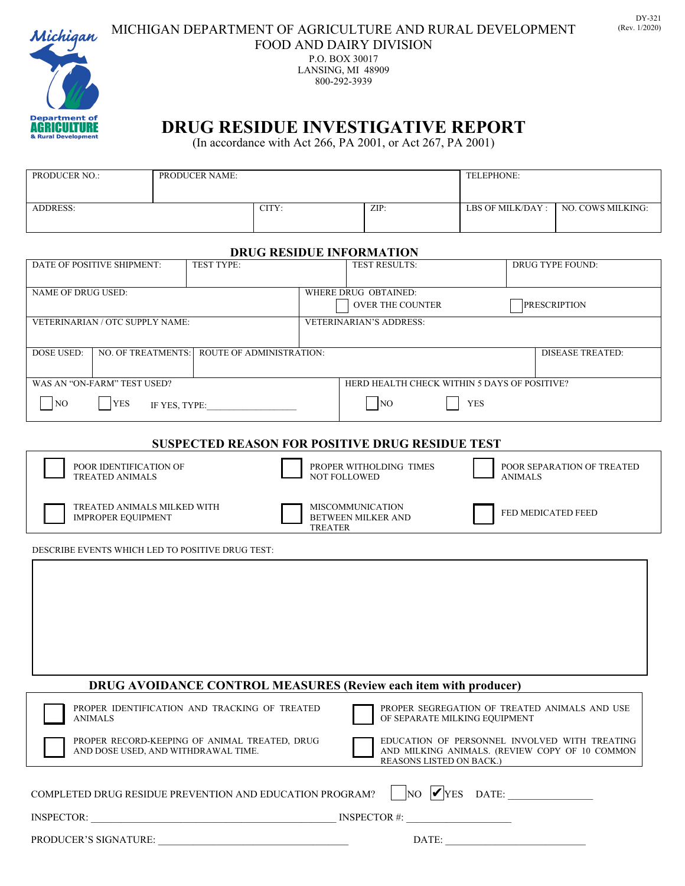DY-321
(Rev. 1/2020)

MICHIGAN DEPARTMENT OF AGRICULTURE AND RURAL DEVELOPMENT
FOOD AND DAIRY DIVISION
P.O. BOX 30017
LANSING, MI 48909
800-292-3939

# DRUG RESIDUE INVESTIGATIVE REPORT

(In accordance with Act 266, PA 2001, or Act 267, PA 2001)

| PRODUCER NO.: | PRODUCER NAME: | | | TELEPHONE: | |
|---|---|---|---|---|---|
| ADDRESS: | | CITY: | ZIP: | LBS OF MILK/DAY : | NO. COWS MILKING: |

## DRUG RESIDUE INFORMATION

| DATE OF POSITIVE SHIPMENT: | TEST TYPE: | TEST RESULTS: | DRUG TYPE FOUND: |
|---|---|---|---|

| NAME OF DRUG USED: | WHERE DRUG OBTAINED: ☐ OVER THE COUNTER ☐ PRESCRIPTION |
|---|---|
| VETERINARIAN / OTC SUPPLY NAME: | VETERINARIAN'S ADDRESS: |

| DOSE USED: | NO. OF TREATMENTS: | ROUTE OF ADMINISTRATION: | DISEASE TREATED: |
|---|---|---|---|

| WAS AN "ON-FARM" TEST USED? | HERD HEALTH CHECK WITHIN 5 DAYS OF POSITIVE? |
|---|---|
| ☐ NO ☐ YES IF YES, TYPE:__________________ | ☐ NO ☐ YES |

## SUSPECTED REASON FOR POSITIVE DRUG RESIDUE TEST

| | | |
|---|---|---|
| ☐ POOR IDENTIFICATION OF TREATED ANIMALS | ☐ PROPER WITHOLDING TIMES NOT FOLLOWED | ☐ POOR SEPARATION OF TREATED ANIMALS |
| ☐ TREATED ANIMALS MILKED WITH IMPROPER EQUIPMENT | ☐ MISCOMMUNICATION BETWEEN MILKER AND TREATER | ☐ FED MEDICATED FEED |

DESCRIBE EVENTS WHICH LED TO POSITIVE DRUG TEST:

## DRUG AVOIDANCE CONTROL MEASURES (Review each item with producer)

| | |
|---|---|
| ☐ PROPER IDENTIFICATION AND TRACKING OF TREATED ANIMALS | ☐ PROPER SEGREGATION OF TREATED ANIMALS AND USE OF SEPARATE MILKING EQUIPMENT |
| ☐ PROPER RECORD-KEEPING OF ANIMAL TREATED, DRUG AND DOSE USED, AND WITHDRAWAL TIME. | ☐ EDUCATION OF PERSONNEL INVOLVED WITH TREATING AND MILKING ANIMALS. (REVIEW COPY OF 10 COMMON REASONS LISTED ON BACK.) |

COMPLETED DRUG RESIDUE PREVENTION AND EDUCATION PROGRAM? ☐ NO ☑ YES DATE: ________________

INSPECTOR: ________________________________________________ INSPECTOR #: ____________________

PRODUCER'S SIGNATURE: _____________________________________ DATE: ___________________________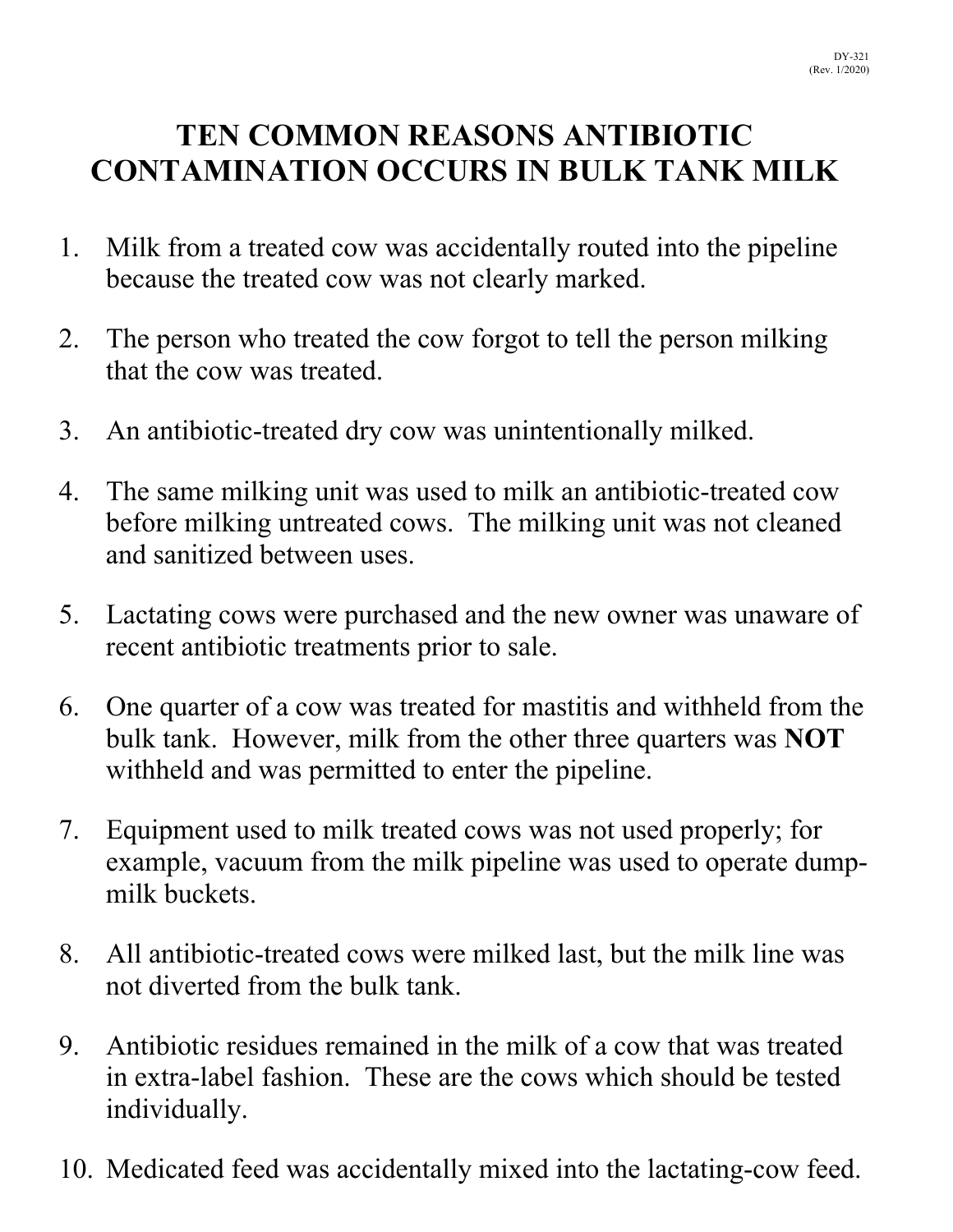DY-321
(Rev. 1/2020)

# TEN COMMON REASONS ANTIBIOTIC CONTAMINATION OCCURS IN BULK TANK MILK

1. Milk from a treated cow was accidentally routed into the pipeline because the treated cow was not clearly marked.

2. The person who treated the cow forgot to tell the person milking that the cow was treated.

3. An antibiotic-treated dry cow was unintentionally milked.

4. The same milking unit was used to milk an antibiotic-treated cow before milking untreated cows. The milking unit was not cleaned and sanitized between uses.

5. Lactating cows were purchased and the new owner was unaware of recent antibiotic treatments prior to sale.

6. One quarter of a cow was treated for mastitis and withheld from the bulk tank. However, milk from the other three quarters was **NOT** withheld and was permitted to enter the pipeline.

7. Equipment used to milk treated cows was not used properly; for example, vacuum from the milk pipeline was used to operate dump-milk buckets.

8. All antibiotic-treated cows were milked last, but the milk line was not diverted from the bulk tank.

9. Antibiotic residues remained in the milk of a cow that was treated in extra-label fashion. These are the cows which should be tested individually.

10. Medicated feed was accidentally mixed into the lactating-cow feed.